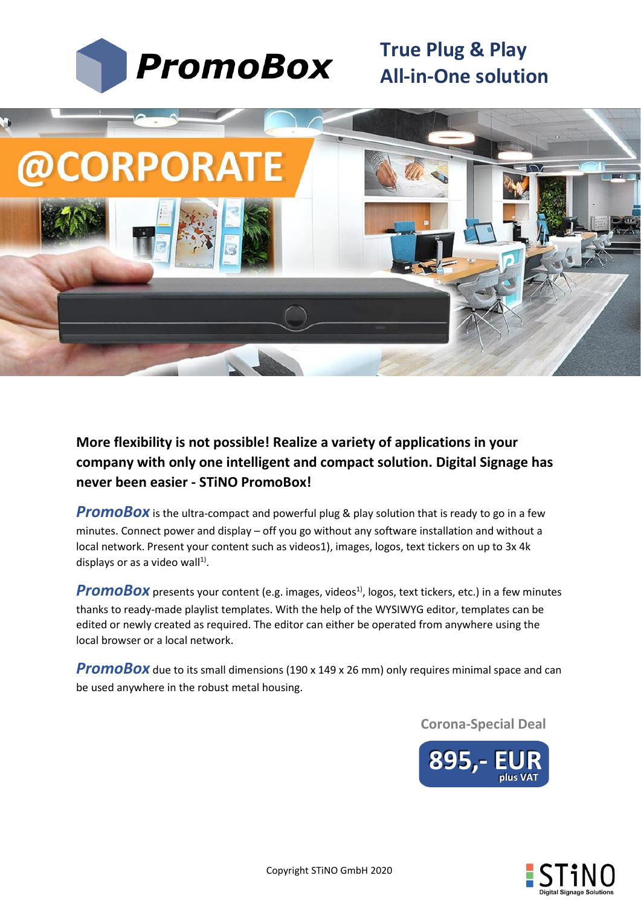# PromoBox

## True Plug & Play All-in-One solution

@CORPORATE

**More flexibility is not possible! Realize a variety of applications in your company with only one intelligent and compact solution. Digital Signage has never been easier - STiNO PromoBox!**

***PromoBox*** is the ultra-compact and powerful plug & play solution that is ready to go in a few minutes. Connect power and display – off you go without any software installation and without a local network. Present your content such as videos1), images, logos, text tickers on up to 3x 4k displays or as a video wall[1)].

***PromoBox*** presents your content (e.g. images, videos[1)], logos, text tickers, etc.) in a few minutes thanks to ready-made playlist templates. With the help of the WYSIWYG editor, templates can be edited or newly created as required. The editor can either be operated from anywhere using the local browser or a local network.

***PromoBox*** due to its small dimensions (190 x 149 x 26 mm) only requires minimal space and can be used anywhere in the robust metal housing.

**Corona-Special Deal**

**895,- EUR** plus VAT

Copyright STiNO GmbH 2020

STiNO Digital Signage Solutions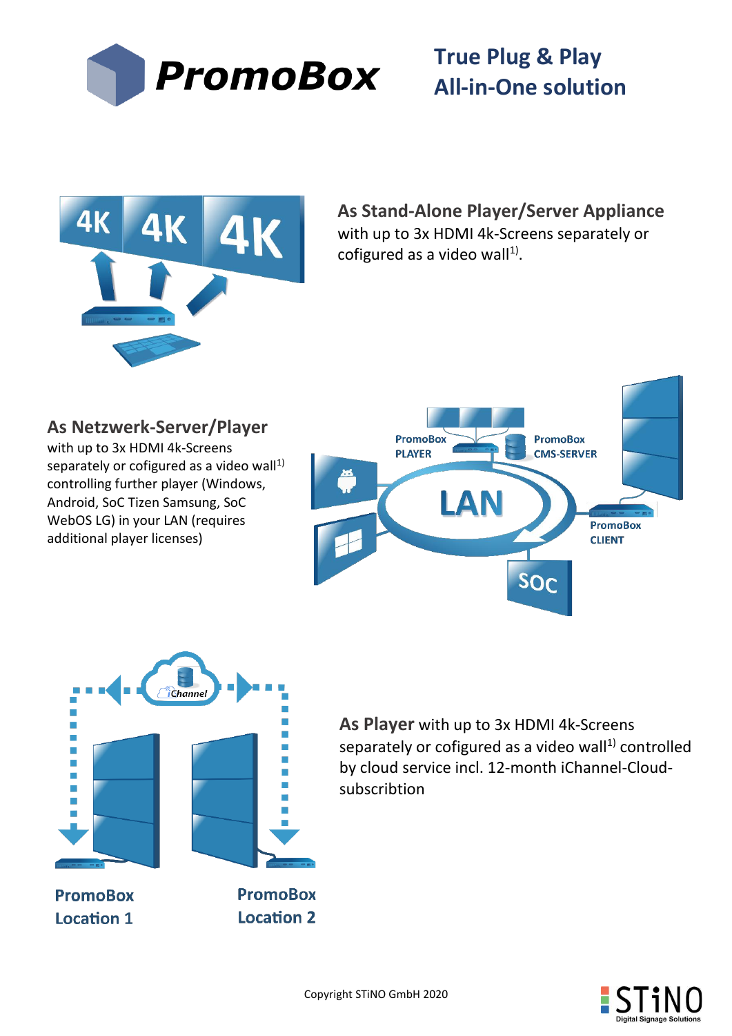# PromoBox

## True Plug & Play All-in-One solution

**As Stand-Alone Player/Server Appliance** with up to 3x HDMI 4k-Screens separately or cofigured as a video wall[1).]

**As Netzwerk-Server/Player** with up to 3x HDMI 4k-Screens separately or cofigured as a video wall[1)] controlling further player (Windows, Android, SoC Tizen Samsung, SoC WebOS LG) in your LAN (requires additional player licenses)

**As Player** with up to 3x HDMI 4k-Screens separately or cofigured as a video wall[1)] controlled by cloud service incl. 12-month iChannel-Cloud-subscribtion

Copyright STiNO GmbH 2020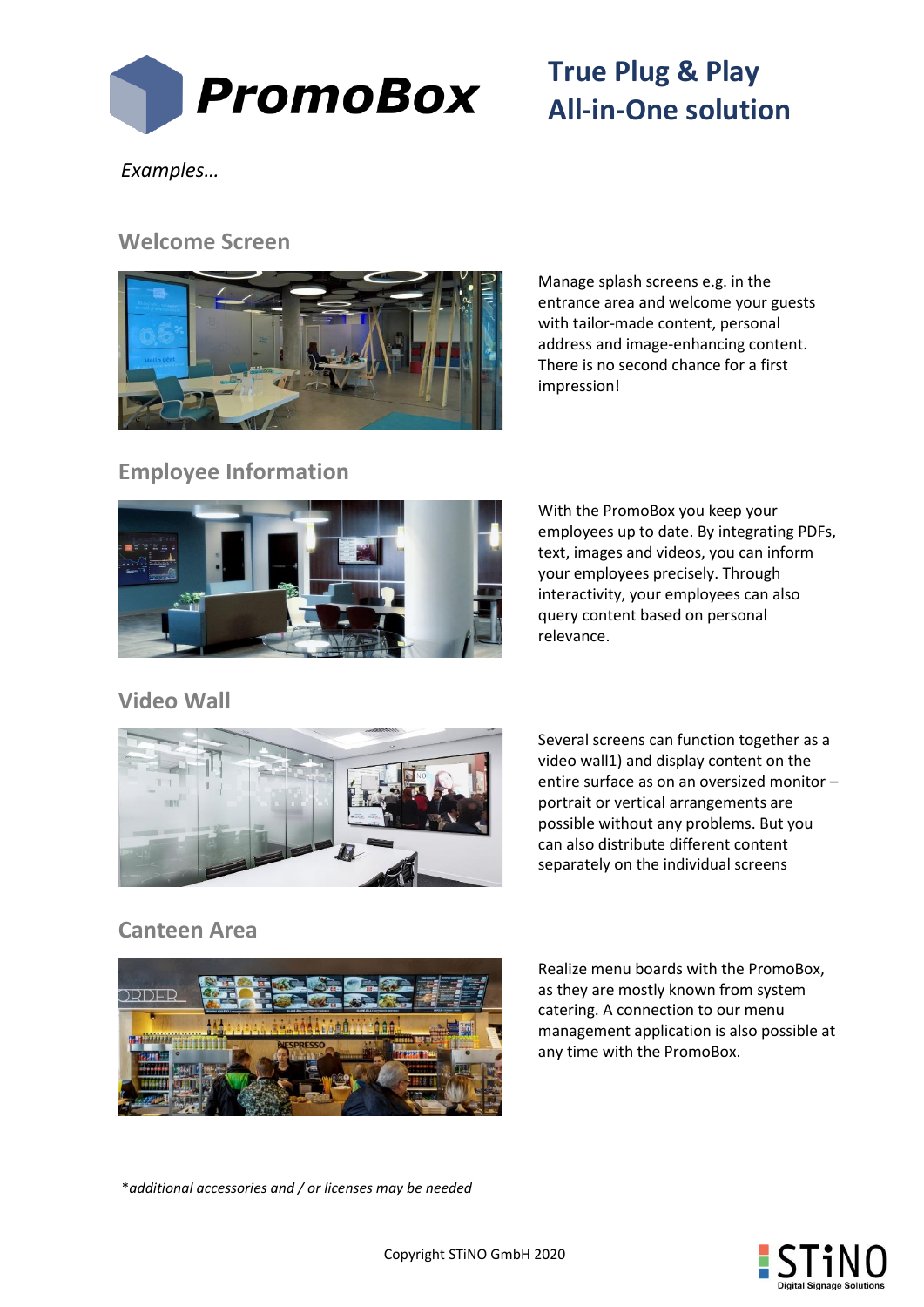# PromoBox

## True Plug & Play All-in-One solution

*Examples…*

### Welcome Screen

Manage splash screens e.g. in the entrance area and welcome your guests with tailor-made content, personal address and image-enhancing content. There is no second chance for a first impression!

### Employee Information

With the PromoBox you keep your employees up to date. By integrating PDFs, text, images and videos, you can inform your employees precisely. Through interactivity, your employees can also query content based on personal relevance.

### Video Wall

Several screens can function together as a video wall1) and display content on the entire surface as on an oversized monitor – portrait or vertical arrangements are possible without any problems. But you can also distribute different content separately on the individual screens

### Canteen Area

Realize menu boards with the PromoBox, as they are mostly known from system catering. A connection to our menu management application is also possible at any time with the PromoBox.

**additional accessories and / or licenses may be needed*

Copyright STiNO GmbH 2020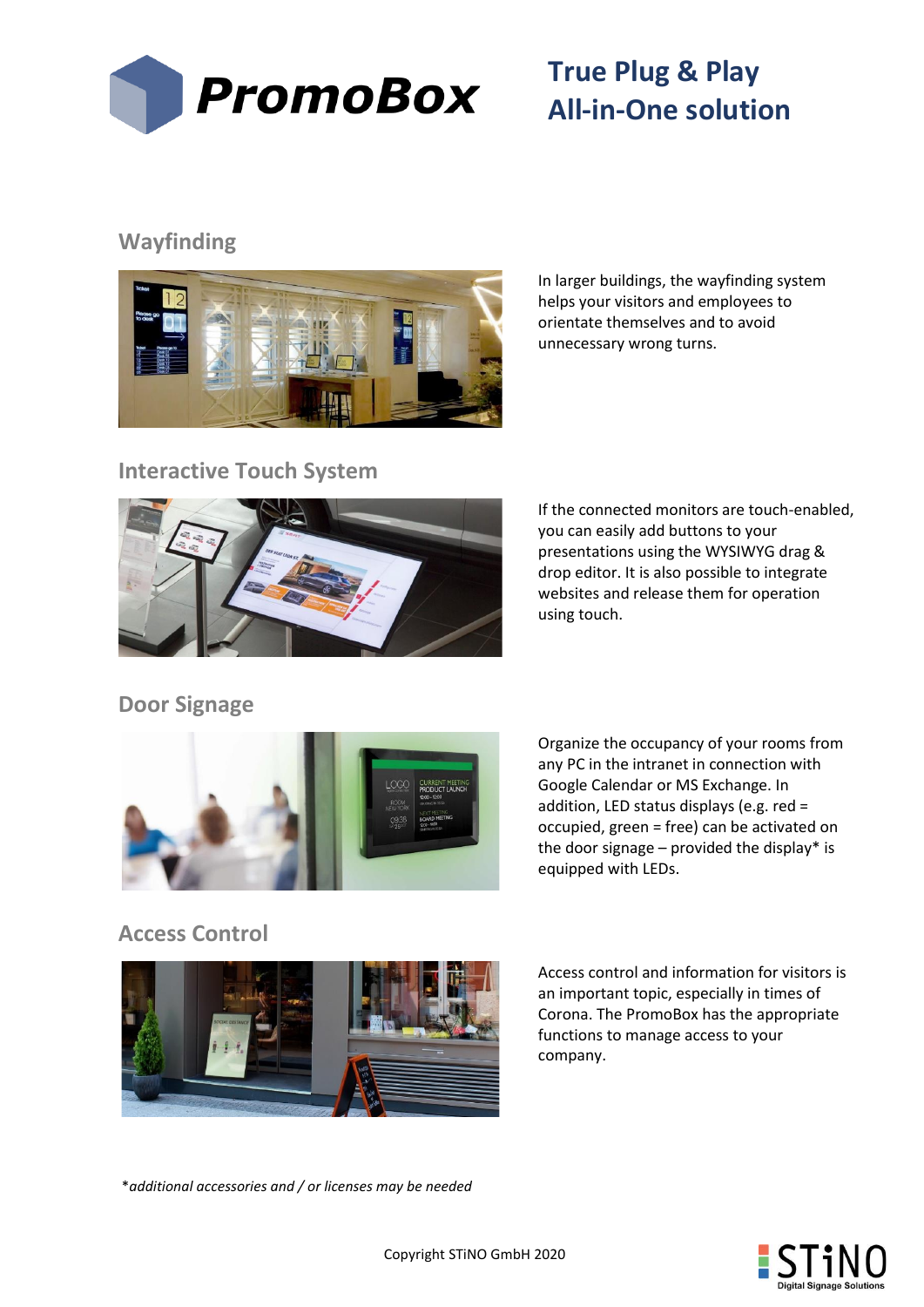# PromoBox

## True Plug & Play All-in-One solution

### Wayfinding

In larger buildings, the wayfinding system helps your visitors and employees to orientate themselves and to avoid unnecessary wrong turns.

### Interactive Touch System

If the connected monitors are touch-enabled, you can easily add buttons to your presentations using the WYSIWYG drag & drop editor. It is also possible to integrate websites and release them for operation using touch.

### Door Signage

Organize the occupancy of your rooms from any PC in the intranet in connection with Google Calendar or MS Exchange. In addition, LED status displays (e.g. red = occupied, green = free) can be activated on the door signage – provided the display* is equipped with LEDs.

### Access Control

Access control and information for visitors is an important topic, especially in times of Corona. The PromoBox has the appropriate functions to manage access to your company.

**additional accessories and / or licenses may be needed*

Copyright STiNO GmbH 2020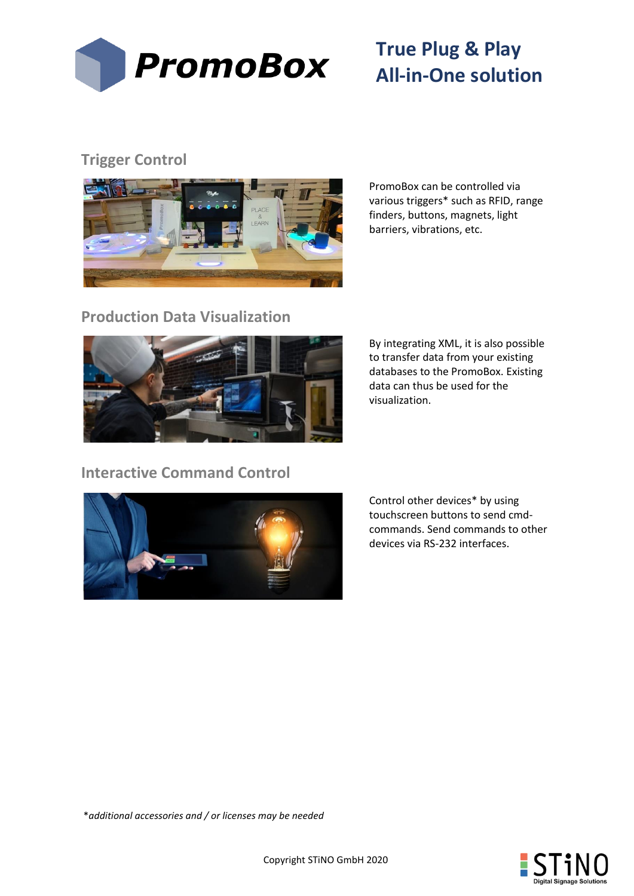# PromoBox

## True Plug & Play All-in-One solution

### Trigger Control

PromoBox can be controlled via various triggers* such as RFID, range finders, buttons, magnets, light barriers, vibrations, etc.

### Production Data Visualization

By integrating XML, it is also possible to transfer data from your existing databases to the PromoBox. Existing data can thus be used for the visualization.

### Interactive Command Control

Control other devices* by using touchscreen buttons to send cmd-commands. Send commands to other devices via RS-232 interfaces.

**additional accessories and / or licenses may be needed*

Copyright STiNO GmbH 2020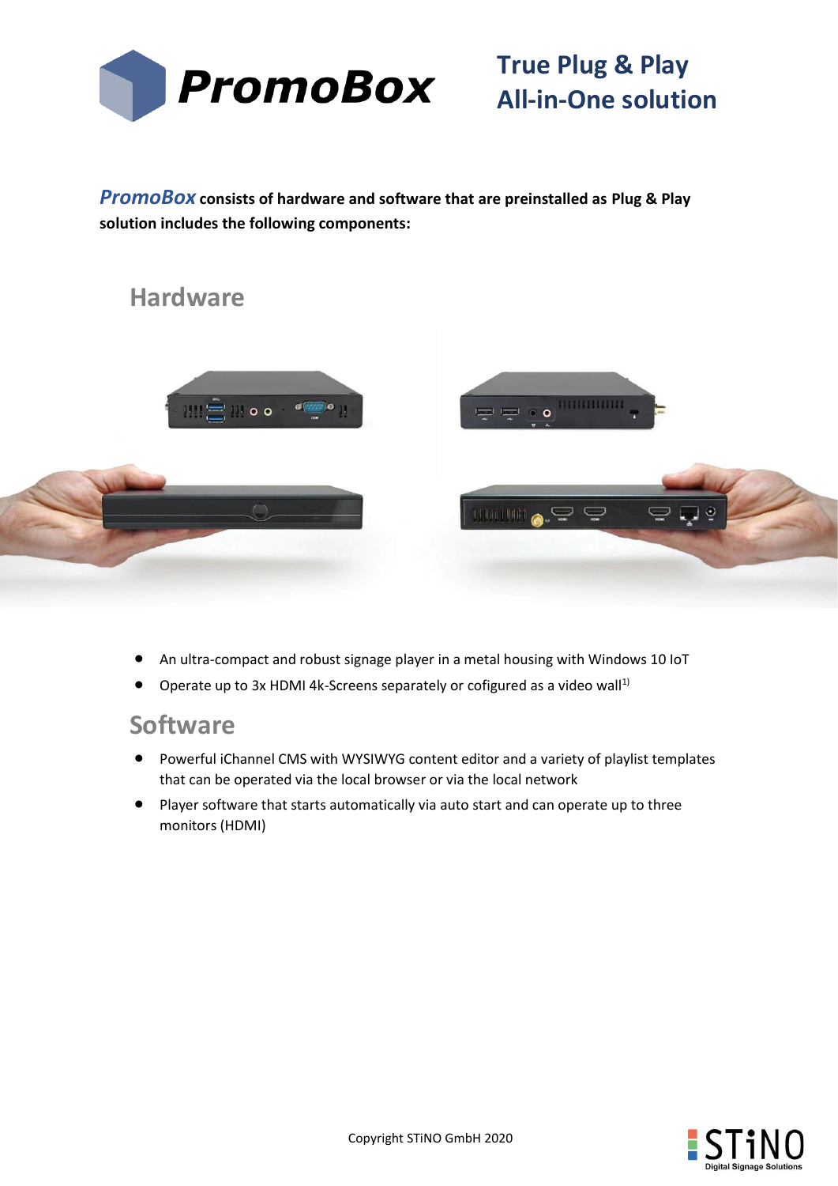# PromoBox

## True Plug & Play All-in-One solution

***PromoBox*** **consists of hardware and software that are preinstalled as Plug & Play solution includes the following components:**

## Hardware

- An ultra-compact and robust signage player in a metal housing with Windows 10 IoT
- Operate up to 3x HDMI 4k-Screens separately or cofigured as a video wall[1)]

## Software

- Powerful iChannel CMS with WYSIWYG content editor and a variety of playlist templates that can be operated via the local browser or via the local network
- Player software that starts automatically via auto start and can operate up to three monitors (HDMI)

Copyright STiNO GmbH 2020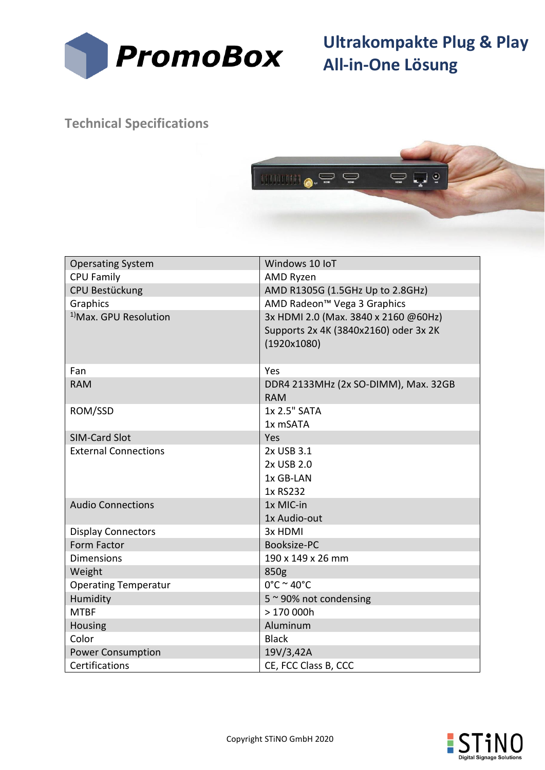# PromoBox

## Ultrakompakte Plug & Play All-in-One Lösung

### Technical Specifications

| | |
|---|---|
| Opersating System | Windows 10 IoT |
| CPU Family | AMD Ryzen |
| CPU Bestückung | AMD R1305G (1.5GHz Up to 2.8GHz) |
| Graphics | AMD Radeon™ Vega 3 Graphics |
| [1)]Max. GPU Resolution | 3x HDMI 2.0 (Max. 3840 x 2160 @60Hz) Supports 2x 4K (3840x2160) oder 3x 2K (1920x1080) |
| Fan | Yes |
| RAM | DDR4 2133MHz (2x SO-DIMM), Max. 32GB RAM |
| ROM/SSD | 1x 2.5" SATA<br>1x mSATA |
| SIM-Card Slot | Yes |
| External Connections | 2x USB 3.1<br>2x USB 2.0<br>1x GB-LAN<br>1x RS232 |
| Audio Connections | 1x MIC-in<br>1x Audio-out |
| Display Connectors | 3x HDMI |
| Form Factor | Booksize-PC |
| Dimensions | 190 x 149 x 26 mm |
| Weight | 850g |
| Operating Temperatur | 0°C ~ 40°C |
| Humidity | 5 ~ 90% not condensing |
| MTBF | > 170 000h |
| Housing | Aluminum |
| Color | Black |
| Power Consumption | 19V/3,42A |
| Certifications | CE, FCC Class B, CCC |

Copyright STiNO GmbH 2020

STiNO Digital Signage Solutions